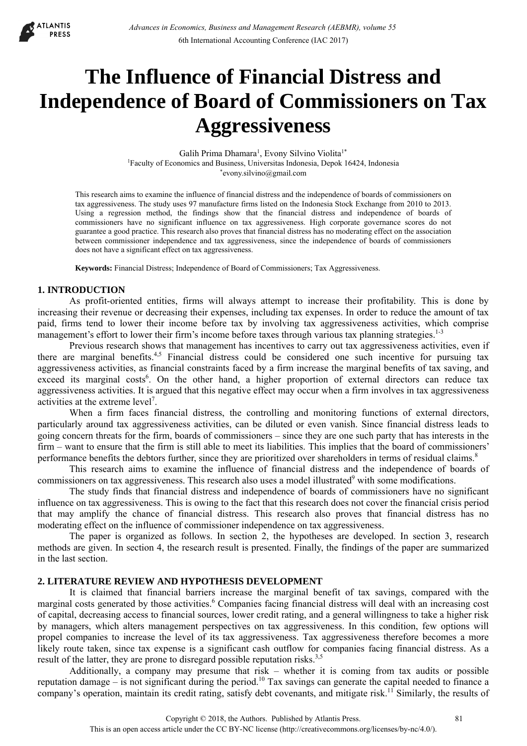# The Influence of Financial Distress and Independence of Board of Commissioners on Tax Aggressiveness

Galih Prima Dhamara[1], Evony Silvino Violita[1*]

[1]Faculty of Economics and Business, Universitas Indonesia, Depok 16424, Indonesia

[*]evony.silvino@gmail.com

This research aims to examine the influence of financial distress and the independence of boards of commissioners on tax aggressiveness. The study uses 97 manufacture firms listed on the Indonesia Stock Exchange from 2010 to 2013. Using a regression method, the findings show that the financial distress and independence of boards of commissioners have no significant influence on tax aggressiveness. High corporate governance scores do not guarantee a good practice. This research also proves that financial distress has no moderating effect on the association between commissioner independence and tax aggressiveness, since the independence of boards of commissioners does not have a significant effect on tax aggressiveness.

**Keywords:** Financial Distress; Independence of Board of Commissioners; Tax Aggressiveness.

## 1. INTRODUCTION

As profit-oriented entities, firms will always attempt to increase their profitability. This is done by increasing their revenue or decreasing their expenses, including tax expenses. In order to reduce the amount of tax paid, firms tend to lower their income before tax by involving tax aggressiveness activities, which comprise management's effort to lower their firm's income before taxes through various tax planning strategies.[1-3]

Previous research shows that management has incentives to carry out tax aggressiveness activities, even if there are marginal benefits.[4,5] Financial distress could be considered one such incentive for pursuing tax aggressiveness activities, as financial constraints faced by a firm increase the marginal benefits of tax saving, and exceed its marginal costs[6]. On the other hand, a higher proportion of external directors can reduce tax aggressiveness activities. It is argued that this negative effect may occur when a firm involves in tax aggressiveness activities at the extreme level[7].

When a firm faces financial distress, the controlling and monitoring functions of external directors, particularly around tax aggressiveness activities, can be diluted or even vanish. Since financial distress leads to going concern threats for the firm, boards of commissioners – since they are one such party that has interests in the firm – want to ensure that the firm is still able to meet its liabilities. This implies that the board of commissioners' performance benefits the debtors further, since they are prioritized over shareholders in terms of residual claims.[8]

This research aims to examine the influence of financial distress and the independence of boards of commissioners on tax aggressiveness. This research also uses a model illustrated[9] with some modifications.

The study finds that financial distress and independence of boards of commissioners have no significant influence on tax aggressiveness. This is owing to the fact that this research does not cover the financial crisis period that may amplify the chance of financial distress. This research also proves that financial distress has no moderating effect on the influence of commissioner independence on tax aggressiveness.

The paper is organized as follows. In section 2, the hypotheses are developed. In section 3, research methods are given. In section 4, the research result is presented. Finally, the findings of the paper are summarized in the last section.

## 2. LITERATURE REVIEW AND HYPOTHESIS DEVELOPMENT

It is claimed that financial barriers increase the marginal benefit of tax savings, compared with the marginal costs generated by those activities.[6] Companies facing financial distress will deal with an increasing cost of capital, decreasing access to financial sources, lower credit rating, and a general willingness to take a higher risk by managers, which alters management perspectives on tax aggressiveness. In this condition, few options will propel companies to increase the level of its tax aggressiveness. Tax aggressiveness therefore becomes a more likely route taken, since tax expense is a significant cash outflow for companies facing financial distress. As a result of the latter, they are prone to disregard possible reputation risks.[3,5]

Additionally, a company may presume that risk – whether it is coming from tax audits or possible reputation damage – is not significant during the period.[10] Tax savings can generate the capital needed to finance a company's operation, maintain its credit rating, satisfy debt covenants, and mitigate risk.[11] Similarly, the results of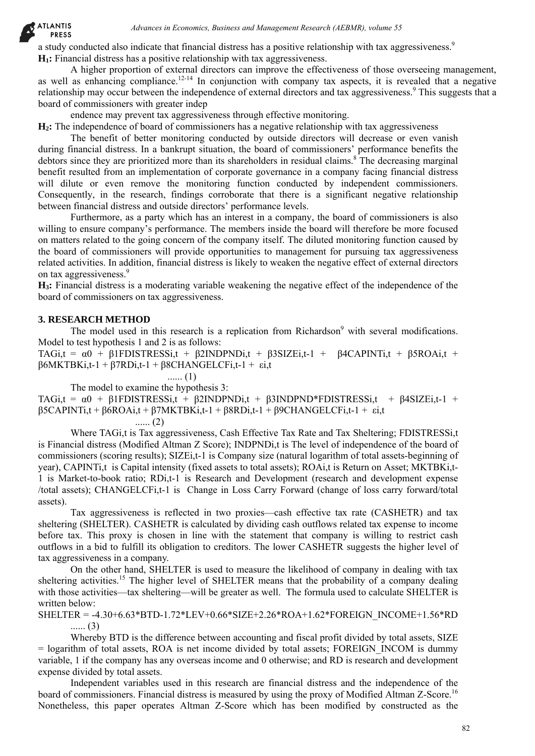a study conducted also indicate that financial distress has a positive relationship with tax aggressiveness.[9]

**H₁:** Financial distress has a positive relationship with tax aggressiveness.

A higher proportion of external directors can improve the effectiveness of those overseeing management, as well as enhancing compliance.[12-14] In conjunction with company tax aspects, it is revealed that a negative relationship may occur between the independence of external directors and tax aggressiveness.[9] This suggests that a board of commissioners with greater indep

endence may prevent tax aggressiveness through effective monitoring.

**H₂:** The independence of board of commissioners has a negative relationship with tax aggressiveness

The benefit of better monitoring conducted by outside directors will decrease or even vanish during financial distress. In a bankrupt situation, the board of commissioners' performance benefits the debtors since they are prioritized more than its shareholders in residual claims.[8] The decreasing marginal benefit resulted from an implementation of corporate governance in a company facing financial distress will dilute or even remove the monitoring function conducted by independent commissioners. Consequently, in the research, findings corroborate that there is a significant negative relationship between financial distress and outside directors' performance levels.

Furthermore, as a party which has an interest in a company, the board of commissioners is also willing to ensure company's performance. The members inside the board will therefore be more focused on matters related to the going concern of the company itself. The diluted monitoring function caused by the board of commissioners will provide opportunities to management for pursuing tax aggressiveness related activities. In addition, financial distress is likely to weaken the negative effect of external directors on tax aggressiveness.[9]

**H₃:** Financial distress is a moderating variable weakening the negative effect of the independence of the board of commissioners on tax aggressiveness.

## 3. RESEARCH METHOD

The model used in this research is a replication from Richardson[9] with several modifications. Model to test hypothesis 1 and 2 is as follows:

$$TAG_{i,t} = \alpha_0 + \beta_1 FDISTRESS_{i,t} + \beta_2 INDPND_{i,t} + \beta_3 SIZE_{i,t-1} + \beta_4 CAPINT_{i,t} + \beta_5 ROA_{i,t} + \beta_6 MKTBK_{i,t-1} + \beta_7 RD_{i,t-1} + \beta_8 CHANGELCF_{i,t-1} + \varepsilon_{i,t} \quad ...... (1)$$

The model to examine the hypothesis 3:

$$TAG_{i,t} = \alpha_0 + \beta_1 FDISTRESS_{i,t} + \beta_2 INDPND_{i,t} + \beta_3 INDPND*FDISTRESS_{i,t} + \beta_4 SIZE_{i,t-1} + \beta_5 CAPINT_{i,t} + \beta_6 ROA_{i,t} + \beta_7 MKTBK_{i,t-1} + \beta_8 RD_{i,t-1} + \beta_9 CHANGELCF_{i,t-1} + \varepsilon_{i,t} \quad ...... (2)$$

Where $TAG_{i,t}$ is Tax aggressiveness, Cash Effective Tax Rate and Tax Sheltering; $FDISTRESS_{i,t}$ is Financial distress (Modified Altman Z Score); $INDPND_{i,t}$ is The level of independence of the board of commissioners (scoring results); $SIZE_{i,t-1}$ is Company size (natural logarithm of total assets-beginning of year), $CAPINT_{i,t}$ is Capital intensity (fixed assets to total assets); $ROA_{i,t}$ is Return on Asset; $MKTBK_{i,t-1}$ is Market-to-book ratio; $RD_{i,t-1}$ is Research and Development (research and development expense /total assets); $CHANGELCF_{i,t-1}$ is Change in Loss Carry Forward (change of loss carry forward/total assets).

Tax aggressiveness is reflected in two proxies—cash effective tax rate (CASHETR) and tax sheltering (SHELTER). CASHETR is calculated by dividing cash outflows related tax expense to income before tax. This proxy is chosen in line with the statement that company is willing to restrict cash outflows in a bid to fulfill its obligation to creditors. The lower CASHETR suggests the higher level of tax aggressiveness in a company.

On the other hand, SHELTER is used to measure the likelihood of company in dealing with tax sheltering activities.[15] The higher level of SHELTER means that the probability of a company dealing with those activities—tax sheltering—will be greater as well. The formula used to calculate SHELTER is written below:

$$SHELTER = -4.30+6.63*BTD-1.72*LEV+0.66*SIZE+2.26*ROA+1.62*FOREIGN\_INCOME+1.56*RD \quad ...... (3)$$

Whereby BTD is the difference between accounting and fiscal profit divided by total assets, SIZE = logarithm of total assets, ROA is net income divided by total assets; FOREIGN_INCOM is dummy variable, 1 if the company has any overseas income and 0 otherwise; and RD is research and development expense divided by total assets.

Independent variables used in this research are financial distress and the independence of the board of commissioners. Financial distress is measured by using the proxy of Modified Altman Z-Score.[16] Nonetheless, this paper operates Altman Z-Score which has been modified by constructed as the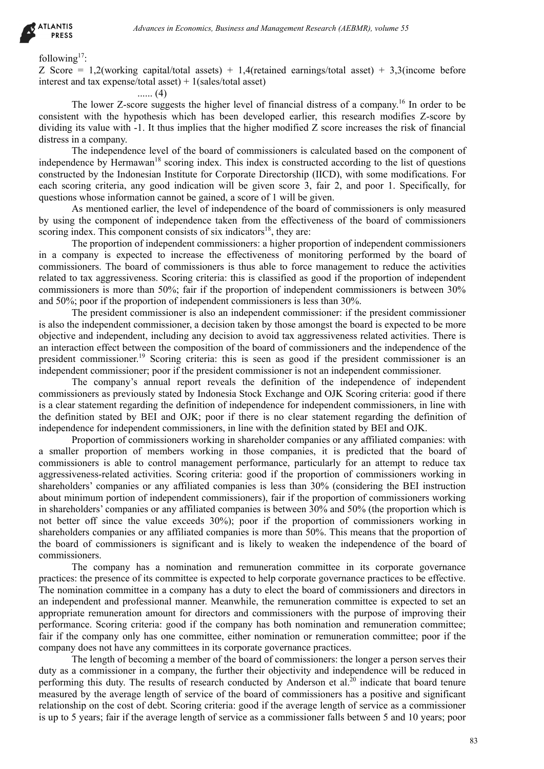following[17]:

Z Score = 1,2(working capital/total assets) + 1,4(retained earnings/total asset) + 3,3(income before interest and tax expense/total asset) + 1(sales/total asset)

...... (4)

The lower Z-score suggests the higher level of financial distress of a company.[16] In order to be consistent with the hypothesis which has been developed earlier, this research modifies Z-score by dividing its value with -1. It thus implies that the higher modified Z score increases the risk of financial distress in a company.

The independence level of the board of commissioners is calculated based on the component of independence by Hermawan[18] scoring index. This index is constructed according to the list of questions constructed by the Indonesian Institute for Corporate Directorship (IICD), with some modifications. For each scoring criteria, any good indication will be given score 3, fair 2, and poor 1. Specifically, for questions whose information cannot be gained, a score of 1 will be given.

As mentioned earlier, the level of independence of the board of commissioners is only measured by using the component of independence taken from the effectiveness of the board of commissioners scoring index. This component consists of six indicators[18], they are:

The proportion of independent commissioners: a higher proportion of independent commissioners in a company is expected to increase the effectiveness of monitoring performed by the board of commissioners. The board of commissioners is thus able to force management to reduce the activities related to tax aggressiveness. Scoring criteria: this is classified as good if the proportion of independent commissioners is more than 50%; fair if the proportion of independent commissioners is between 30% and 50%; poor if the proportion of independent commissioners is less than 30%.

The president commissioner is also an independent commissioner: if the president commissioner is also the independent commissioner, a decision taken by those amongst the board is expected to be more objective and independent, including any decision to avoid tax aggressiveness related activities. There is an interaction effect between the composition of the board of commissioners and the independence of the president commissioner.[19] Scoring criteria: this is seen as good if the president commissioner is an independent commissioner; poor if the president commissioner is not an independent commissioner.

The company's annual report reveals the definition of the independence of independent commissioners as previously stated by Indonesia Stock Exchange and OJK Scoring criteria: good if there is a clear statement regarding the definition of independence for independent commissioners, in line with the definition stated by BEI and OJK; poor if there is no clear statement regarding the definition of independence for independent commissioners, in line with the definition stated by BEI and OJK.

Proportion of commissioners working in shareholder companies or any affiliated companies: with a smaller proportion of members working in those companies, it is predicted that the board of commissioners is able to control management performance, particularly for an attempt to reduce tax aggressiveness-related activities. Scoring criteria: good if the proportion of commissioners working in shareholders' companies or any affiliated companies is less than 30% (considering the BEI instruction about minimum portion of independent commissioners), fair if the proportion of commissioners working in shareholders' companies or any affiliated companies is between 30% and 50% (the proportion which is not better off since the value exceeds 30%); poor if the proportion of commissioners working in shareholders companies or any affiliated companies is more than 50%. This means that the proportion of the board of commissioners is significant and is likely to weaken the independence of the board of commissioners.

The company has a nomination and remuneration committee in its corporate governance practices: the presence of its committee is expected to help corporate governance practices to be effective. The nomination committee in a company has a duty to elect the board of commissioners and directors in an independent and professional manner. Meanwhile, the remuneration committee is expected to set an appropriate remuneration amount for directors and commissioners with the purpose of improving their performance. Scoring criteria: good if the company has both nomination and remuneration committee; fair if the company only has one committee, either nomination or remuneration committee; poor if the company does not have any committees in its corporate governance practices.

The length of becoming a member of the board of commissioners: the longer a person serves their duty as a commissioner in a company, the further their objectivity and independence will be reduced in performing this duty. The results of research conducted by Anderson et al.[20] indicate that board tenure measured by the average length of service of the board of commissioners has a positive and significant relationship on the cost of debt. Scoring criteria: good if the average length of service as a commissioner is up to 5 years; fair if the average length of service as a commissioner falls between 5 and 10 years; poor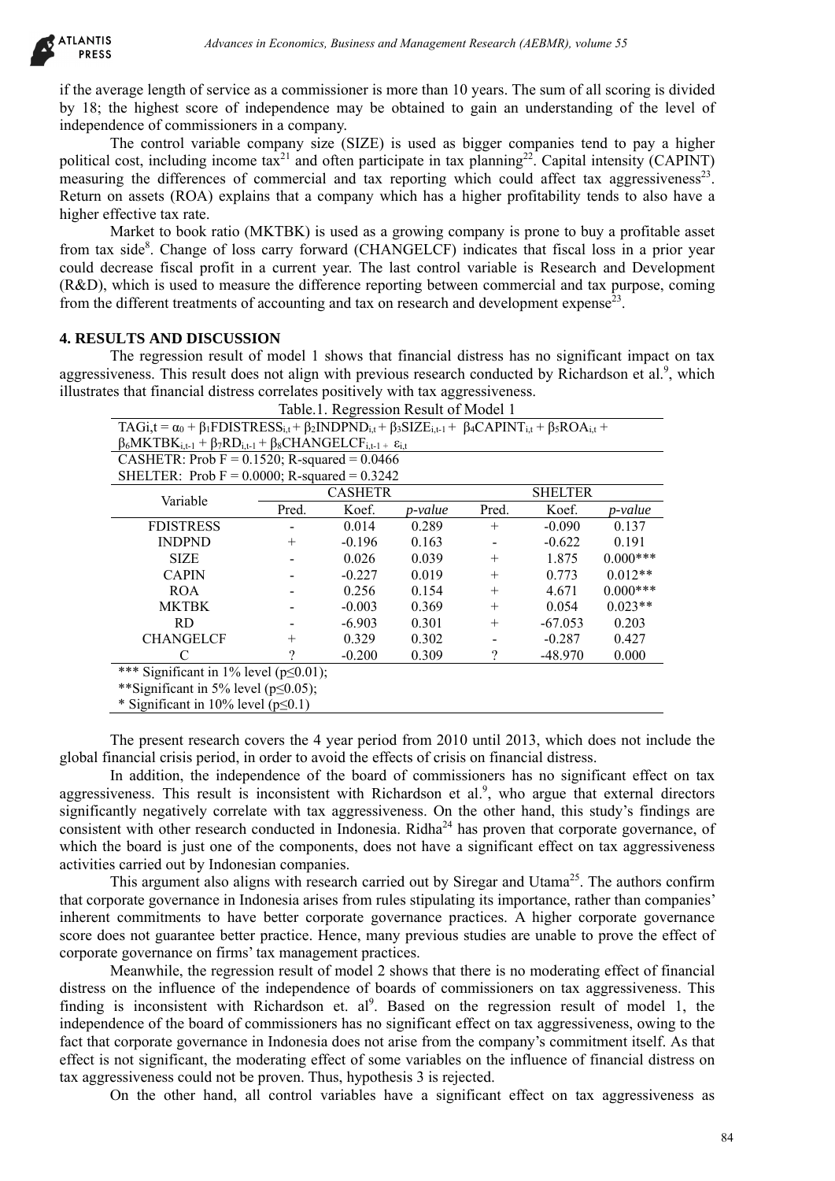if the average length of service as a commissioner is more than 10 years. The sum of all scoring is divided by 18; the highest score of independence may be obtained to gain an understanding of the level of independence of commissioners in a company.

The control variable company size (SIZE) is used as bigger companies tend to pay a higher political cost, including income tax[21] and often participate in tax planning[22]. Capital intensity (CAPINT) measuring the differences of commercial and tax reporting which could affect tax aggressiveness[23]. Return on assets (ROA) explains that a company which has a higher profitability tends to also have a higher effective tax rate.

Market to book ratio (MKTBK) is used as a growing company is prone to buy a profitable asset from tax side[8]. Change of loss carry forward (CHANGELCF) indicates that fiscal loss in a prior year could decrease fiscal profit in a current year. The last control variable is Research and Development (R&D), which is used to measure the difference reporting between commercial and tax purpose, coming from the different treatments of accounting and tax on research and development expense[23].

## 4. RESULTS AND DISCUSSION

The regression result of model 1 shows that financial distress has no significant impact on tax aggressiveness. This result does not align with previous research conducted by Richardson et al.[9], which illustrates that financial distress correlates positively with tax aggressiveness.

Table.1. Regression Result of Model 1

$TAG_{i,t} = \alpha_0 + \beta_1 FDISTRESS_{i,t} + \beta_2 INDPND_{i,t} + \beta_3 SIZE_{i,t-1} + \beta_4 CAPINT_{i,t} + \beta_5 ROA_{i,t} + \beta_6 MKTBK_{i,t-1} + \beta_7 RD_{i,t-1} + \beta_8 CHANGELCF_{i,t-1} + \varepsilon_{i,t}$

CASHETR: Prob F = 0.1520; R-squared = 0.0466

SHELTER: Prob F = 0.0000; R-squared = 0.3242

| Variable | CASHETR | | | SHELTER | | |
|---|---|---|---|---|---|---|
| | Pred. | Koef. | *p-value* | Pred. | Koef. | *p-value* |
| FDISTRESS | - | 0.014 | 0.289 | + | -0.090 | 0.137 |
| INDPND | + | -0.196 | 0.163 | - | -0.622 | 0.191 |
| SIZE | - | 0.026 | 0.039 | + | 1.875 | 0.000*** |
| CAPIN | - | -0.227 | 0.019 | + | 0.773 | 0.012** |
| ROA | - | 0.256 | 0.154 | + | 4.671 | 0.000*** |
| MKTBK | - | -0.003 | 0.369 | + | 0.054 | 0.023** |
| RD | - | -6.903 | 0.301 | + | -67.053 | 0.203 |
| CHANGELCF | + | 0.329 | 0.302 | - | -0.287 | 0.427 |
| C | ? | -0.200 | 0.309 | ? | -48.970 | 0.000 |

*** Significant in 1% level ($p \leq 0.01$);
**Significant in 5% level ($p \leq 0.05$);
* Significant in 10% level ($p \leq 0.1$)

The present research covers the 4 year period from 2010 until 2013, which does not include the global financial crisis period, in order to avoid the effects of crisis on financial distress.

In addition, the independence of the board of commissioners has no significant effect on tax aggressiveness. This result is inconsistent with Richardson et al.[9], who argue that external directors significantly negatively correlate with tax aggressiveness. On the other hand, this study's findings are consistent with other research conducted in Indonesia. Ridha[24] has proven that corporate governance, of which the board is just one of the components, does not have a significant effect on tax aggressiveness activities carried out by Indonesian companies.

This argument also aligns with research carried out by Siregar and Utama[25]. The authors confirm that corporate governance in Indonesia arises from rules stipulating its importance, rather than companies' inherent commitments to have better corporate governance practices. A higher corporate governance score does not guarantee better practice. Hence, many previous studies are unable to prove the effect of corporate governance on firms' tax management practices.

Meanwhile, the regression result of model 2 shows that there is no moderating effect of financial distress on the influence of the independence of boards of commissioners on tax aggressiveness. This finding is inconsistent with Richardson et. al[9]. Based on the regression result of model 1, the independence of the board of commissioners has no significant effect on tax aggressiveness, owing to the fact that corporate governance in Indonesia does not arise from the company's commitment itself. As that effect is not significant, the moderating effect of some variables on the influence of financial distress on tax aggressiveness could not be proven. Thus, hypothesis 3 is rejected.

On the other hand, all control variables have a significant effect on tax aggressiveness as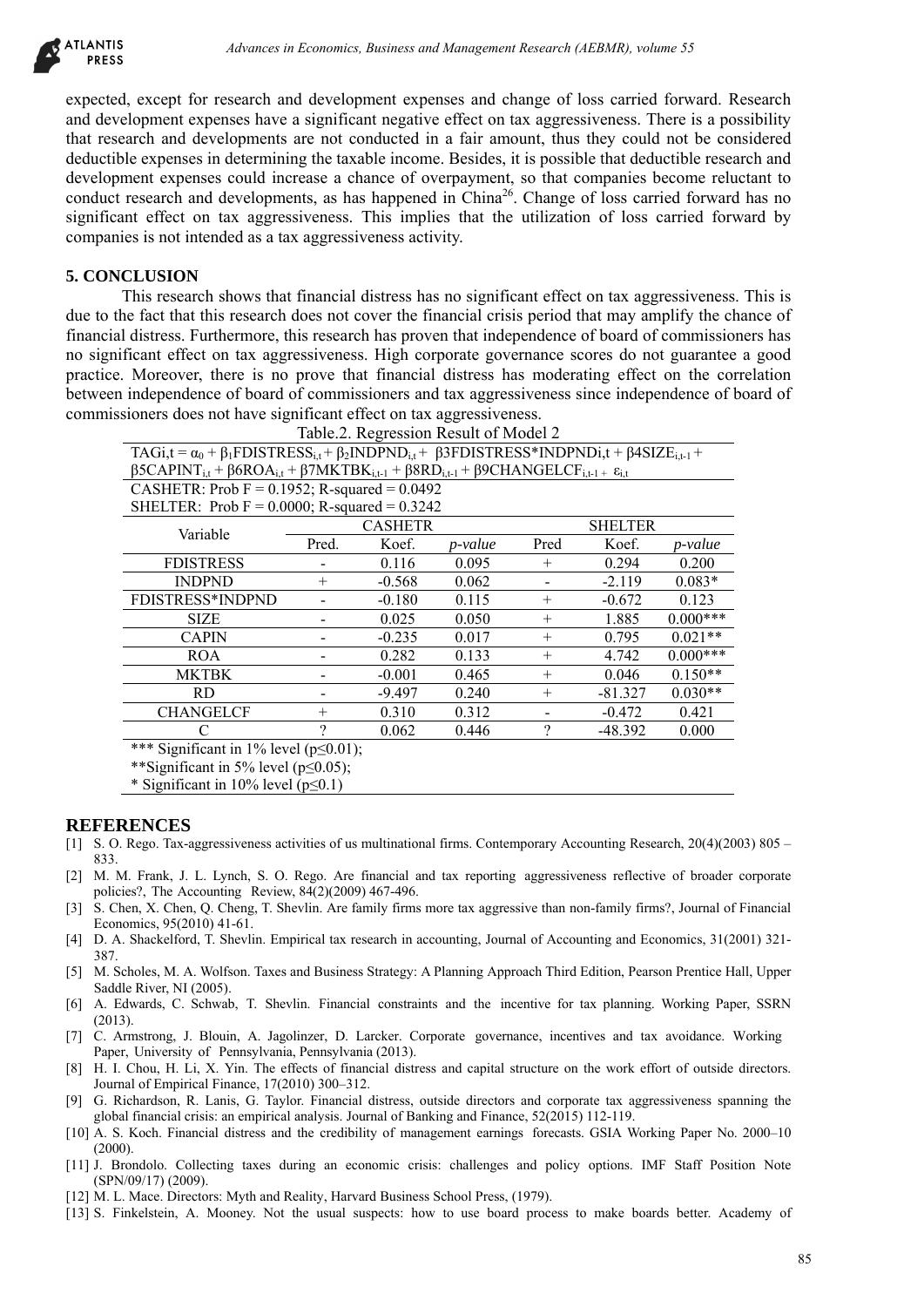expected, except for research and development expenses and change of loss carried forward. Research and development expenses have a significant negative effect on tax aggressiveness. There is a possibility that research and developments are not conducted in a fair amount, thus they could not be considered deductible expenses in determining the taxable income. Besides, it is possible that deductible research and development expenses could increase a chance of overpayment, so that companies become reluctant to conduct research and developments, as has happened in China[26]. Change of loss carried forward has no significant effect on tax aggressiveness. This implies that the utilization of loss carried forward by companies is not intended as a tax aggressiveness activity.

## 5. CONCLUSION

This research shows that financial distress has no significant effect on tax aggressiveness. This is due to the fact that this research does not cover the financial crisis period that may amplify the chance of financial distress. Furthermore, this research has proven that independence of board of commissioners has no significant effect on tax aggressiveness. High corporate governance scores do not guarantee a good practice. Moreover, there is no prove that financial distress has moderating effect on the correlation between independence of board of commissioners and tax aggressiveness since independence of board of commissioners does not have significant effect on tax aggressiveness.

Table.2. Regression Result of Model 2

$TAG_{i,t} = \alpha_0 + \beta_1 FDISTRESS_{i,t} + \beta_2 INDPND_{i,t} + \beta 3 FDISTRESS*INDPND_{i,t} + \beta 4 SIZE_{i,t-1} + \beta 5 CAPINT_{i,t} + \beta 6 ROA_{i,t} + \beta 7 MKTBK_{i,t-1} + \beta 8 RD_{i,t-1} + \beta 9 CHANGELCF_{i,t-1} + \varepsilon_{i,t}$

CASHETR: Prob F = 0.1952; R-squared = 0.0492

SHELTER: Prob F = 0.0000; R-squared = 0.3242

| Variable | CASHETR | | | SHELTER | | |
|---|---|---|---|---|---|---|
| | Pred. | Koef. | *p-value* | Pred | Koef. | *p-value* |
| FDISTRESS | - | 0.116 | 0.095 | + | 0.294 | 0.200 |
| INDPND | + | -0.568 | 0.062 | - | -2.119 | 0.083* |
| FDISTRESS*INDPND | - | -0.180 | 0.115 | + | -0.672 | 0.123 |
| SIZE | - | 0.025 | 0.050 | + | 1.885 | 0.000*** |
| CAPIN | - | -0.235 | 0.017 | + | 0.795 | 0.021** |
| ROA | - | 0.282 | 0.133 | + | 4.742 | 0.000*** |
| MKTBK | - | -0.001 | 0.465 | + | 0.046 | 0.150** |
| RD | - | -9.497 | 0.240 | + | -81.327 | 0.030** |
| CHANGELCF | + | 0.310 | 0.312 | - | -0.472 | 0.421 |
| C | ? | 0.062 | 0.446 | ? | -48.392 | 0.000 |

*** Significant in 1% level ($p \leq 0.01$);
**Significant in 5% level ($p \leq 0.05$);
* Significant in 10% level ($p \leq 0.1$)

## REFERENCES

[1] S. O. Rego. Tax-aggressiveness activities of us multinational firms. Contemporary Accounting Research, 20(4)(2003) 805 – 833.

[2] M. M. Frank, J. L. Lynch, S. O. Rego. Are financial and tax reporting aggressiveness reflective of broader corporate policies?, The Accounting Review, 84(2)(2009) 467-496.

[3] S. Chen, X. Chen, Q. Cheng, T. Shevlin. Are family firms more tax aggressive than non-family firms?, Journal of Financial Economics, 95(2010) 41-61.

[4] D. A. Shackelford, T. Shevlin. Empirical tax research in accounting, Journal of Accounting and Economics, 31(2001) 321-387.

[5] M. Scholes, M. A. Wolfson. Taxes and Business Strategy: A Planning Approach Third Edition, Pearson Prentice Hall, Upper Saddle River, NI (2005).

[6] A. Edwards, C. Schwab, T. Shevlin. Financial constraints and the incentive for tax planning. Working Paper, SSRN (2013).

[7] C. Armstrong, J. Blouin, A. Jagolinzer, D. Larcker. Corporate governance, incentives and tax avoidance. Working Paper, University of Pennsylvania, Pennsylvania (2013).

[8] H. I. Chou, H. Li, X. Yin. The effects of financial distress and capital structure on the work effort of outside directors. Journal of Empirical Finance, 17(2010) 300–312.

[9] G. Richardson, R. Lanis, G. Taylor. Financial distress, outside directors and corporate tax aggressiveness spanning the global financial crisis: an empirical analysis. Journal of Banking and Finance, 52(2015) 112-119.

[10] A. S. Koch. Financial distress and the credibility of management earnings forecasts. GSIA Working Paper No. 2000–10 (2000).

[11] J. Brondolo. Collecting taxes during an economic crisis: challenges and policy options. IMF Staff Position Note (SPN/09/17) (2009).

[12] M. L. Mace. Directors: Myth and Reality, Harvard Business School Press, (1979).

[13] S. Finkelstein, A. Mooney. Not the usual suspects: how to use board process to make boards better. Academy of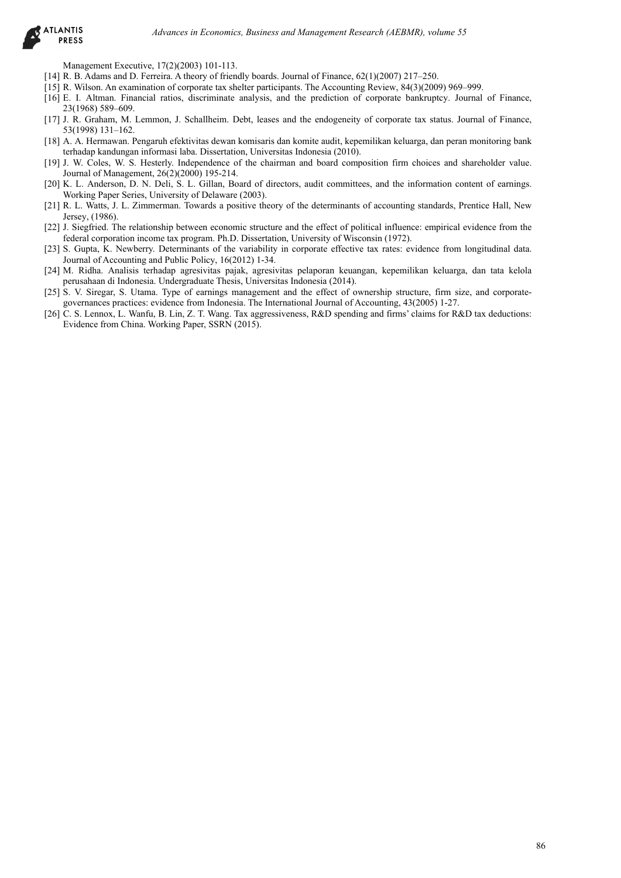Management Executive, 17(2)(2003) 101-113.

[14] R. B. Adams and D. Ferreira. A theory of friendly boards. Journal of Finance, 62(1)(2007) 217–250.

[15] R. Wilson. An examination of corporate tax shelter participants. The Accounting Review, 84(3)(2009) 969–999.

[16] E. I. Altman. Financial ratios, discriminate analysis, and the prediction of corporate bankruptcy. Journal of Finance, 23(1968) 589–609.

[17] J. R. Graham, M. Lemmon, J. Schallheim. Debt, leases and the endogeneity of corporate tax status. Journal of Finance, 53(1998) 131–162.

[18] A. A. Hermawan. Pengaruh efektivitas dewan komisaris dan komite audit, kepemilikan keluarga, dan peran monitoring bank terhadap kandungan informasi laba. Dissertation, Universitas Indonesia (2010).

[19] J. W. Coles, W. S. Hesterly. Independence of the chairman and board composition firm choices and shareholder value. Journal of Management, 26(2)(2000) 195-214.

[20] K. L. Anderson, D. N. Deli, S. L. Gillan, Board of directors, audit committees, and the information content of earnings. Working Paper Series, University of Delaware (2003).

[21] R. L. Watts, J. L. Zimmerman. Towards a positive theory of the determinants of accounting standards, Prentice Hall, New Jersey, (1986).

[22] J. Siegfried. The relationship between economic structure and the effect of political influence: empirical evidence from the federal corporation income tax program. Ph.D. Dissertation, University of Wisconsin (1972).

[23] S. Gupta, K. Newberry. Determinants of the variability in corporate effective tax rates: evidence from longitudinal data. Journal of Accounting and Public Policy, 16(2012) 1-34.

[24] M. Ridha. Analisis terhadap agresivitas pajak, agresivitas pelaporan keuangan, kepemilikan keluarga, dan tata kelola perusahaan di Indonesia. Undergraduate Thesis, Universitas Indonesia (2014).

[25] S. V. Siregar, S. Utama. Type of earnings management and the effect of ownership structure, firm size, and corporate-governances practices: evidence from Indonesia. The International Journal of Accounting, 43(2005) 1-27.

[26] C. S. Lennox, L. Wanfu, B. Lin, Z. T. Wang. Tax aggressiveness, R&D spending and firms' claims for R&D tax deductions: Evidence from China. Working Paper, SSRN (2015).